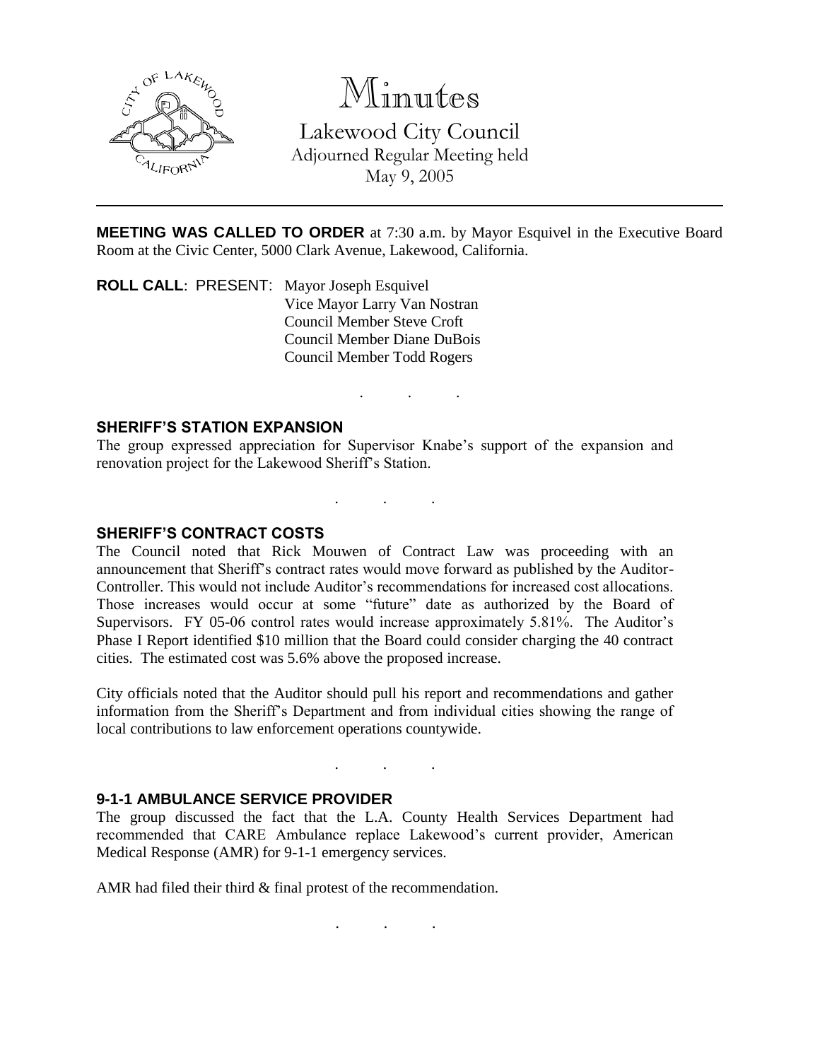# Minutes

Lakewood City Council
Adjourned Regular Meeting held
May 9, 2005

---

**MEETING WAS CALLED TO ORDER** at 7:30 a.m. by Mayor Esquivel in the Executive Board Room at the Civic Center, 5000 Clark Avenue, Lakewood, California.

**ROLL CALL**: PRESENT: Mayor Joseph Esquivel
Vice Mayor Larry Van Nostran
Council Member Steve Croft
Council Member Diane DuBois
Council Member Todd Rogers

. . .

### SHERIFF'S STATION EXPANSION

The group expressed appreciation for Supervisor Knabe's support of the expansion and renovation project for the Lakewood Sheriff's Station.

. . .

### SHERIFF'S CONTRACT COSTS

The Council noted that Rick Mouwen of Contract Law was proceeding with an announcement that Sheriff's contract rates would move forward as published by the Auditor-Controller. This would not include Auditor's recommendations for increased cost allocations. Those increases would occur at some "future" date as authorized by the Board of Supervisors. FY 05-06 control rates would increase approximately 5.81%. The Auditor's Phase I Report identified $10 million that the Board could consider charging the 40 contract cities. The estimated cost was 5.6% above the proposed increase.

City officials noted that the Auditor should pull his report and recommendations and gather information from the Sheriff's Department and from individual cities showing the range of local contributions to law enforcement operations countywide.

. . .

### 9-1-1 AMBULANCE SERVICE PROVIDER

The group discussed the fact that the L.A. County Health Services Department had recommended that CARE Ambulance replace Lakewood's current provider, American Medical Response (AMR) for 9-1-1 emergency services.

AMR had filed their third & final protest of the recommendation.

. . .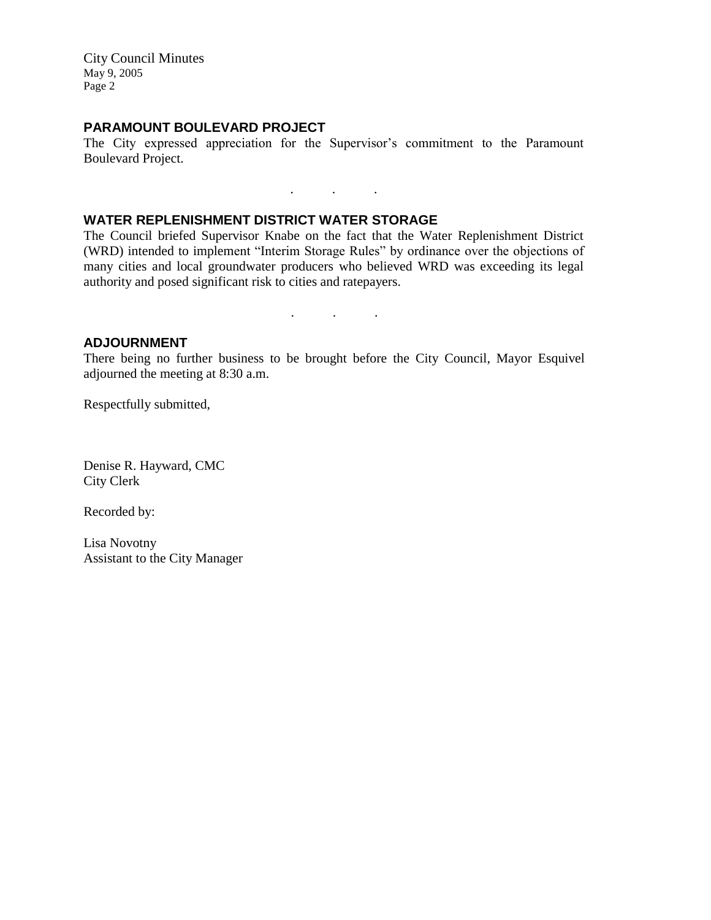## PARAMOUNT BOULEVARD PROJECT

The City expressed appreciation for the Supervisor's commitment to the Paramount Boulevard Project.

. . .

## WATER REPLENISHMENT DISTRICT WATER STORAGE

The Council briefed Supervisor Knabe on the fact that the Water Replenishment District (WRD) intended to implement "Interim Storage Rules" by ordinance over the objections of many cities and local groundwater producers who believed WRD was exceeding its legal authority and posed significant risk to cities and ratepayers.

. . .

## ADJOURNMENT

There being no further business to be brought before the City Council, Mayor Esquivel adjourned the meeting at 8:30 a.m.

Respectfully submitted,

Denise R. Hayward, CMC
City Clerk

Recorded by:

Lisa Novotny
Assistant to the City Manager